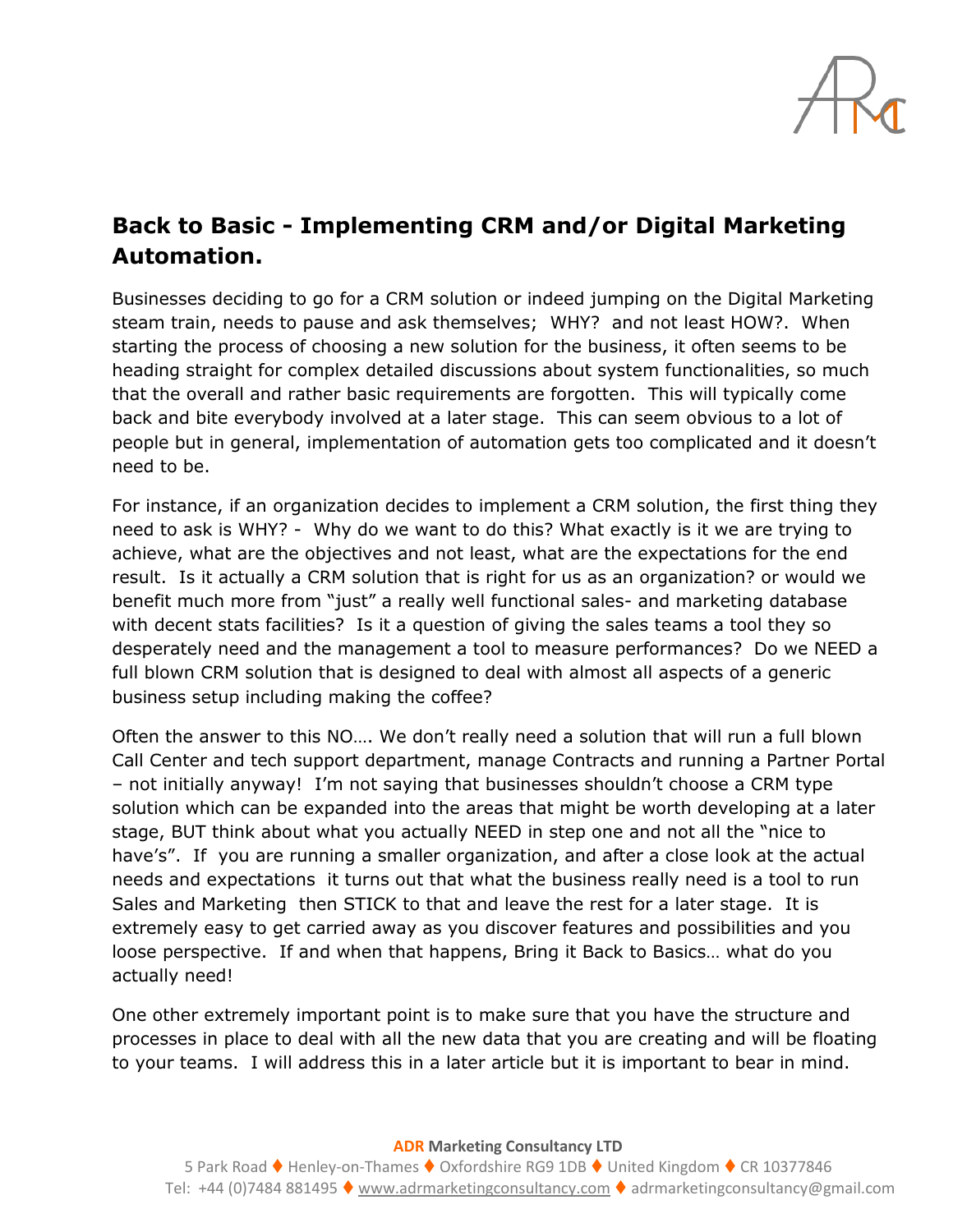# Back to Basic - Implementing CRM and/or Digital Marketing Automation.

Businesses deciding to go for a CRM solution or indeed jumping on the Digital Marketing steam train, needs to pause and ask themselves; WHY? and not least HOW?. When starting the process of choosing a new solution for the business, it often seems to be heading straight for complex detailed discussions about system functionalities, so much that the overall and rather basic requirements are forgotten. This will typically come back and bite everybody involved at a later stage. This can seem obvious to a lot of people but in general, implementation of automation gets too complicated and it doesn't need to be.

For instance, if an organization decides to implement a CRM solution, the first thing they need to ask is WHY? - Why do we want to do this? What exactly is it we are trying to achieve, what are the objectives and not least, what are the expectations for the end result. Is it actually a CRM solution that is right for us as an organization? or would we benefit much more from "just" a really well functional sales- and marketing database with decent stats facilities? Is it a question of giving the sales teams a tool they so desperately need and the management a tool to measure performances? Do we NEED a full blown CRM solution that is designed to deal with almost all aspects of a generic business setup including making the coffee?

Often the answer to this NO…. We don't really need a solution that will run a full blown Call Center and tech support department, manage Contracts and running a Partner Portal – not initially anyway! I'm not saying that businesses shouldn't choose a CRM type solution which can be expanded into the areas that might be worth developing at a later stage, BUT think about what you actually NEED in step one and not all the "nice to have's". If you are running a smaller organization, and after a close look at the actual needs and expectations it turns out that what the business really need is a tool to run Sales and Marketing then STICK to that and leave the rest for a later stage. It is extremely easy to get carried away as you discover features and possibilities and you loose perspective. If and when that happens, Bring it Back to Basics… what do you actually need!

One other extremely important point is to make sure that you have the structure and processes in place to deal with all the new data that you are creating and will be floating to your teams. I will address this in a later article but it is important to bear in mind.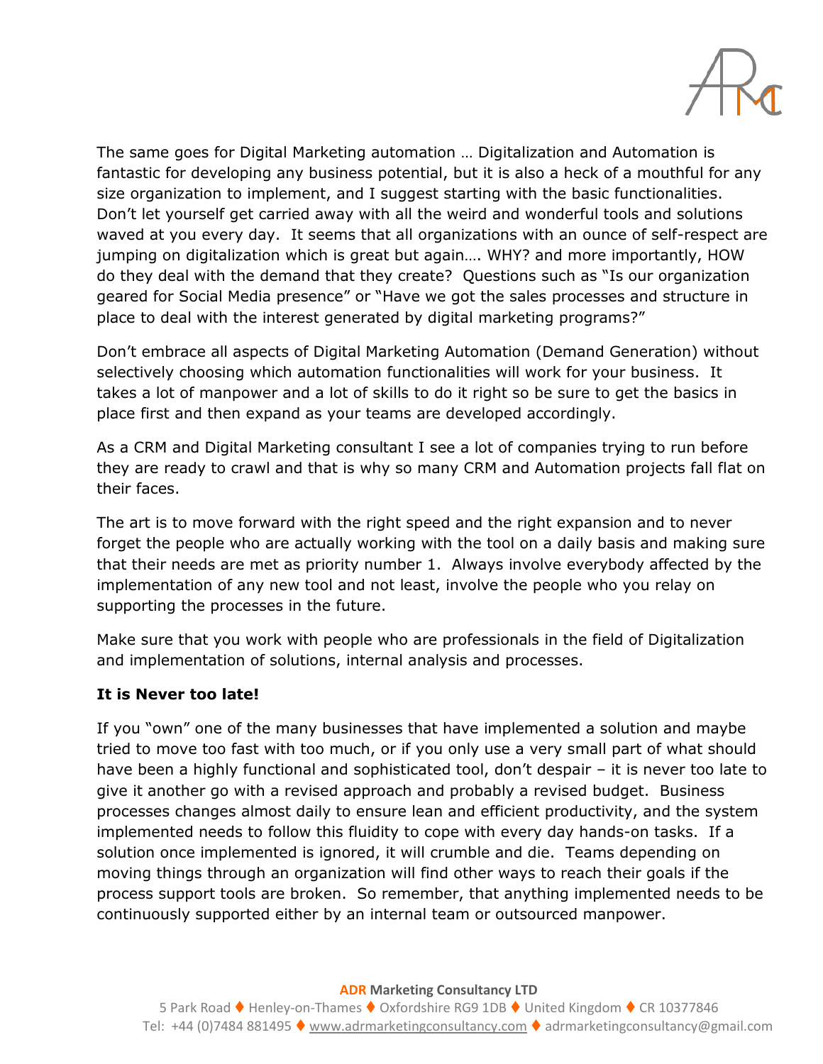The same goes for Digital Marketing automation … Digitalization and Automation is fantastic for developing any business potential, but it is also a heck of a mouthful for any size organization to implement, and I suggest starting with the basic functionalities. Don't let yourself get carried away with all the weird and wonderful tools and solutions waved at you every day. It seems that all organizations with an ounce of self-respect are jumping on digitalization which is great but again…. WHY? and more importantly, HOW do they deal with the demand that they create? Questions such as "Is our organization geared for Social Media presence" or "Have we got the sales processes and structure in place to deal with the interest generated by digital marketing programs?"

Don't embrace all aspects of Digital Marketing Automation (Demand Generation) without selectively choosing which automation functionalities will work for your business. It takes a lot of manpower and a lot of skills to do it right so be sure to get the basics in place first and then expand as your teams are developed accordingly.

As a CRM and Digital Marketing consultant I see a lot of companies trying to run before they are ready to crawl and that is why so many CRM and Automation projects fall flat on their faces.

The art is to move forward with the right speed and the right expansion and to never forget the people who are actually working with the tool on a daily basis and making sure that their needs are met as priority number 1. Always involve everybody affected by the implementation of any new tool and not least, involve the people who you relay on supporting the processes in the future.

Make sure that you work with people who are professionals in the field of Digitalization and implementation of solutions, internal analysis and processes.

**It is Never too late!**

If you "own" one of the many businesses that have implemented a solution and maybe tried to move too fast with too much, or if you only use a very small part of what should have been a highly functional and sophisticated tool, don't despair – it is never too late to give it another go with a revised approach and probably a revised budget. Business processes changes almost daily to ensure lean and efficient productivity, and the system implemented needs to follow this fluidity to cope with every day hands-on tasks. If a solution once implemented is ignored, it will crumble and die. Teams depending on moving things through an organization will find other ways to reach their goals if the process support tools are broken. So remember, that anything implemented needs to be continuously supported either by an internal team or outsourced manpower.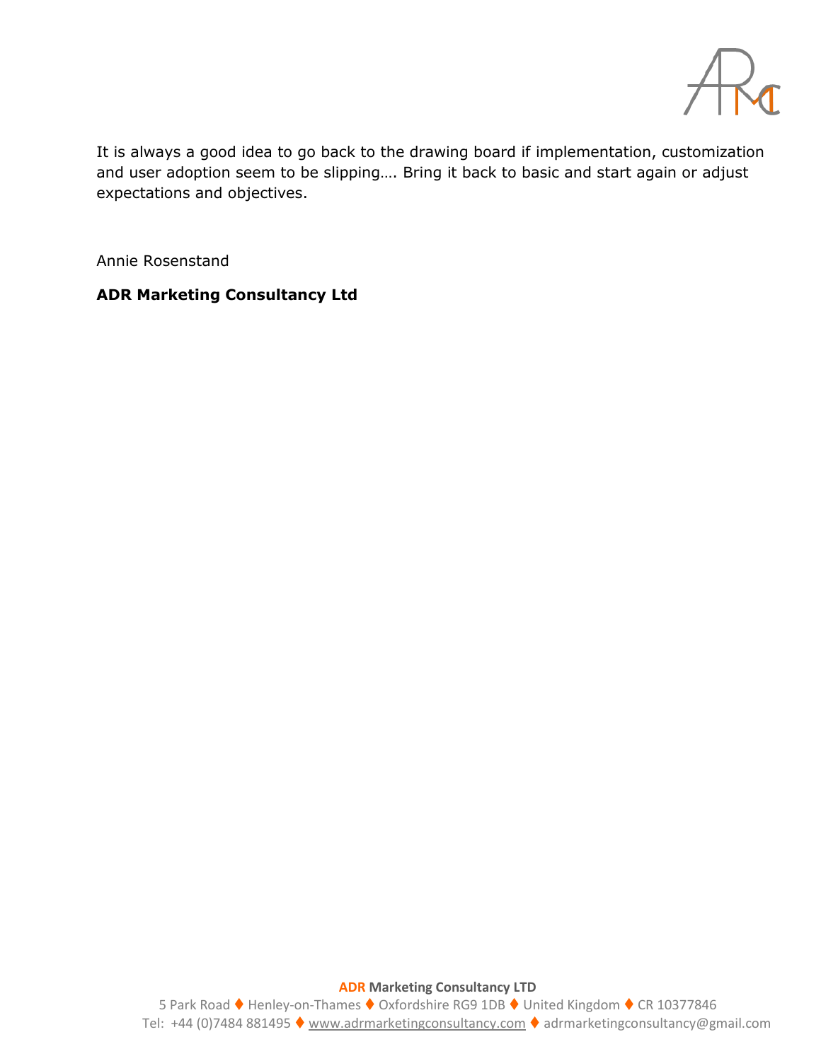It is always a good idea to go back to the drawing board if implementation, customization and user adoption seem to be slipping…. Bring it back to basic and start again or adjust expectations and objectives.

Annie Rosenstand

**ADR Marketing Consultancy Ltd**